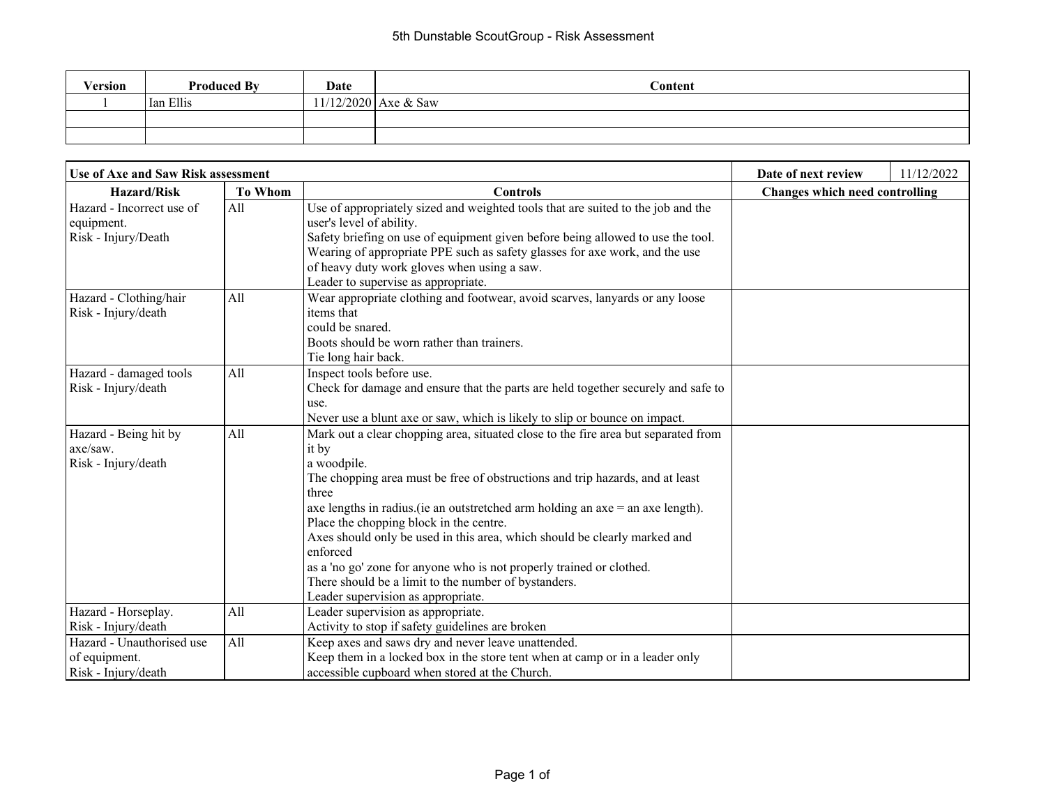# 5th Dunstable ScoutGroup - Risk Assessment

| Version | Produced By | Date | Content |
|---|---|---|---|
| 1 | Ian Ellis | 11/12/2020 | Axe & Saw |
| | | | |
| | | | |

| Use of Axe and Saw Risk assessment | | | Date of next review | 11/12/2022 |
|---|---|---|---|---|
| **Hazard/Risk** | **To Whom** | **Controls** | **Changes which need controlling** | |
| Hazard - Incorrect use of equipment.<br>Risk - Injury/Death | All | Use of appropriately sized and weighted tools that are suited to the job and the user's level of ability.<br>Safety briefing on use of equipment given before being allowed to use the tool.<br>Wearing of appropriate PPE such as safety glasses for axe work, and the use of heavy duty work gloves when using a saw.<br>Leader to supervise as appropriate. | | |
| Hazard - Clothing/hair<br>Risk - Injury/death | All | Wear appropriate clothing and footwear, avoid scarves, lanyards or any loose items that<br>could be snared.<br>Boots should be worn rather than trainers.<br>Tie long hair back. | | |
| Hazard - damaged tools<br>Risk - Injury/death | All | Inspect tools before use.<br>Check for damage and ensure that the parts are held together securely and safe to use.<br>Never use a blunt axe or saw, which is likely to slip or bounce on impact. | | |
| Hazard - Being hit by axe/saw.<br>Risk - Injury/death | All | Mark out a clear chopping area, situated close to the fire area but separated from it by<br>a woodpile.<br>The chopping area must be free of obstructions and trip hazards, and at least three<br>axe lengths in radius.(ie an outstretched arm holding an axe = an axe length).<br>Place the chopping block in the centre.<br>Axes should only be used in this area, which should be clearly marked and enforced<br>as a 'no go' zone for anyone who is not properly trained or clothed.<br>There should be a limit to the number of bystanders.<br>Leader supervision as appropriate. | | |
| Hazard - Horseplay.<br>Risk - Injury/death | All | Leader supervision as appropriate.<br>Activity to stop if safety guidelines are broken | | |
| Hazard - Unauthorised use of equipment.<br>Risk - Injury/death | All | Keep axes and saws dry and never leave unattended.<br>Keep them in a locked box in the store tent when at camp or in a leader only accessible cupboard when stored at the Church. | | |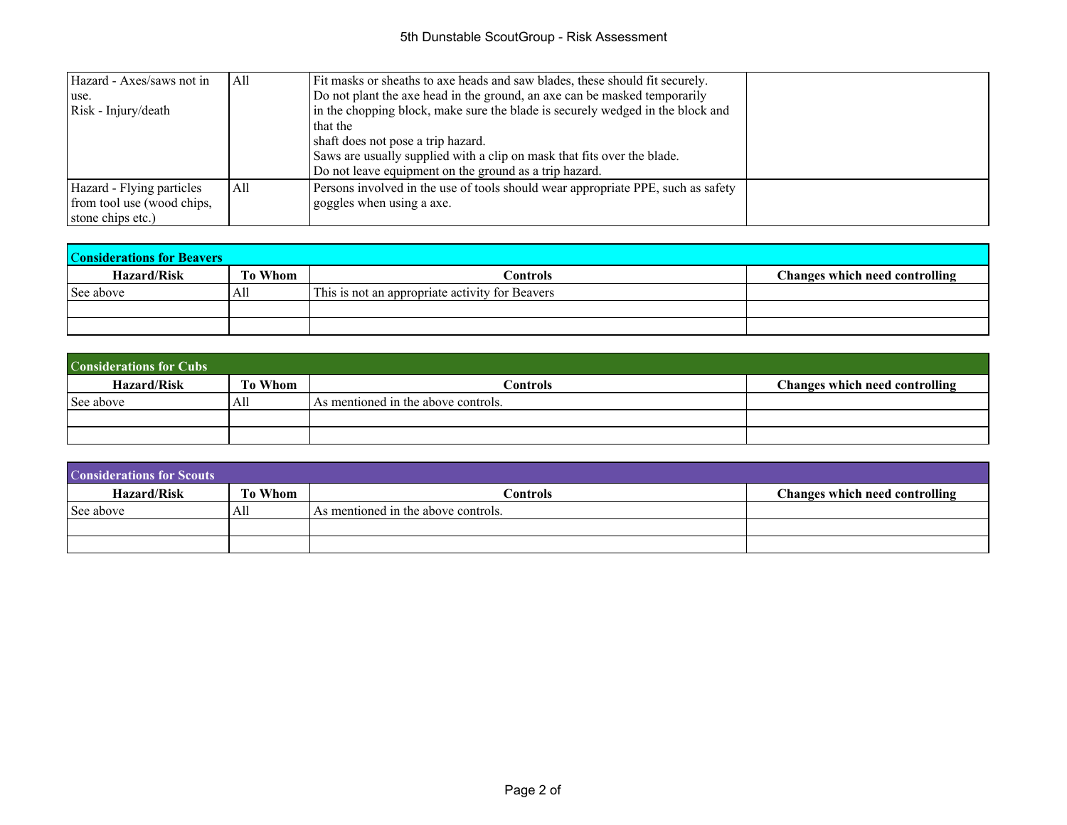| | | | |
|---|---|---|---|
| Hazard - Axes/saws not in use.<br>Risk - Injury/death | All | Fit masks or sheaths to axe heads and saw blades, these should fit securely.<br>Do not plant the axe head in the ground, an axe can be masked temporarily in the chopping block, make sure the blade is securely wedged in the block and that the<br>shaft does not pose a trip hazard.<br>Saws are usually supplied with a clip on mask that fits over the blade.<br>Do not leave equipment on the ground as a trip hazard. | |
| Hazard - Flying particles from tool use (wood chips, stone chips etc.) | All | Persons involved in the use of tools should wear appropriate PPE, such as safety goggles when using a axe. | |

**Considerations for Beavers**

| Hazard/Risk | To Whom | Controls | Changes which need controlling |
|---|---|---|---|
| See above | All | This is not an appropriate activity for Beavers | |
| | | | |
| | | | |

**Considerations for Cubs**

| Hazard/Risk | To Whom | Controls | Changes which need controlling |
|---|---|---|---|
| See above | All | As mentioned in the above controls. | |
| | | | |
| | | | |

**Considerations for Scouts**

| Hazard/Risk | To Whom | Controls | Changes which need controlling |
|---|---|---|---|
| See above | All | As mentioned in the above controls. | |
| | | | |
| | | | |